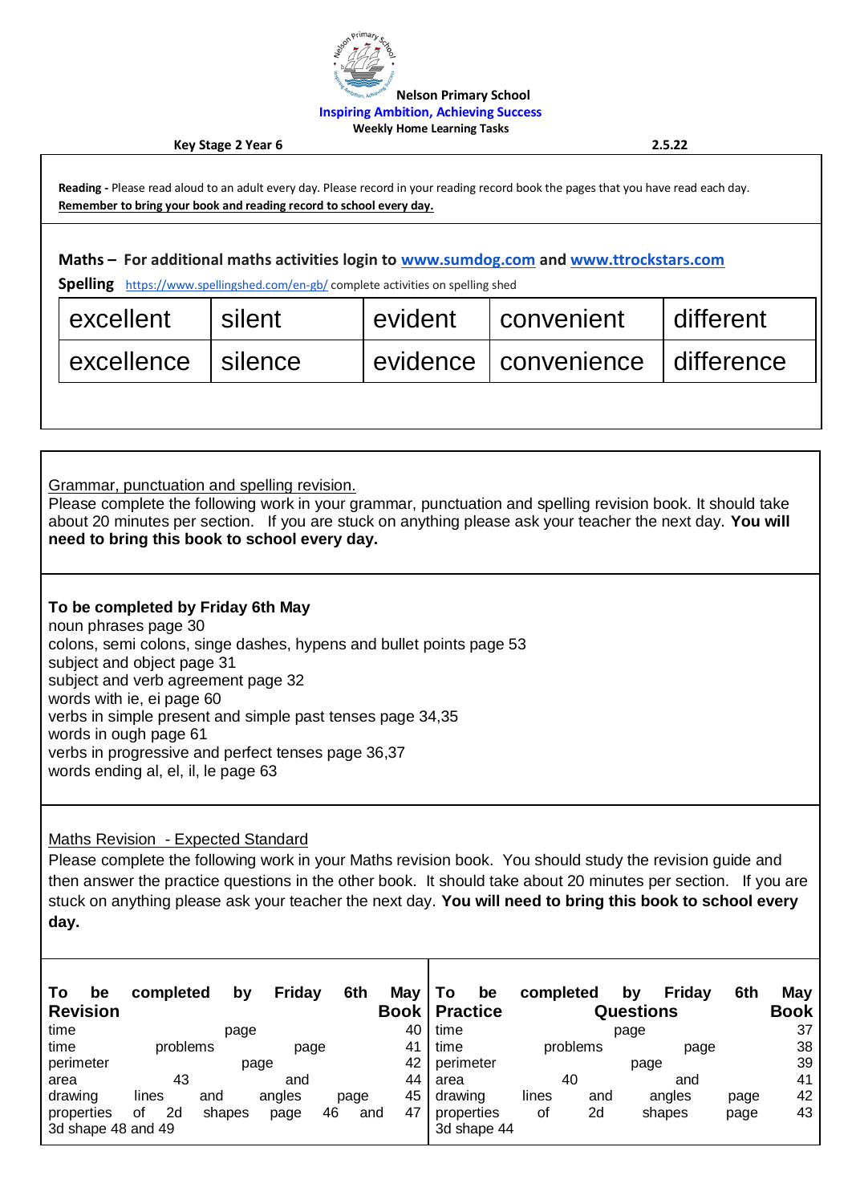**Nelson Primary School**

**Inspiring Ambition, Achieving Success**

**Weekly Home Learning Tasks**

**Key Stage 2 Year 6** **2.5.22**

**Reading -** Please read aloud to an adult every day. Please record in your reading record book the pages that you have read each day.
**Remember to bring your book and reading record to school every day.**

**Maths – For additional maths activities login to [www.sumdog.com](www.sumdog.com) and [www.ttrockstars.com](www.ttrockstars.com)**

**Spelling** [https://www.spellingshed.com/en-gb/](https://www.spellingshed.com/en-gb/) complete activities on spelling shed

| excellent | silent | evident | convenient | different |
|---|---|---|---|---|
| excellence | silence | evidence | convenience | difference |

Grammar, punctuation and spelling revision.
Please complete the following work in your grammar, punctuation and spelling revision book. It should take about 20 minutes per section. If you are stuck on anything please ask your teacher the next day. **You will need to bring this book to school every day.**

**To be completed by Friday 6th May**
noun phrases page 30
colons, semi colons, singe dashes, hypens and bullet points page 53
subject and object page 31
subject and verb agreement page 32
words with ie, ei page 60
verbs in simple present and simple past tenses page 34,35
words in ough page 61
verbs in progressive and perfect tenses page 36,37
words ending al, el, il, le page 63

Maths Revision - Expected Standard
Please complete the following work in your Maths revision book. You should study the revision guide and then answer the practice questions in the other book. It should take about 20 minutes per section. If you are stuck on anything please ask your teacher the next day. **You will need to bring this book to school every day.**

| To be completed by Friday 6th May Revision Book | To be completed by Friday 6th May Practice Questions Book |
|---|---|
| time page 40<br>time problems page 41<br>perimeter page 42<br>area 43 and 44<br>drawing lines and angles page 45<br>properties of 2d shapes page 46 and 47<br>3d shape 48 and 49 | time page 37<br>time problems page 38<br>perimeter page 39<br>area 40 and 41<br>drawing lines and angles page 42<br>properties of 2d shapes page 43<br>3d shape 44 |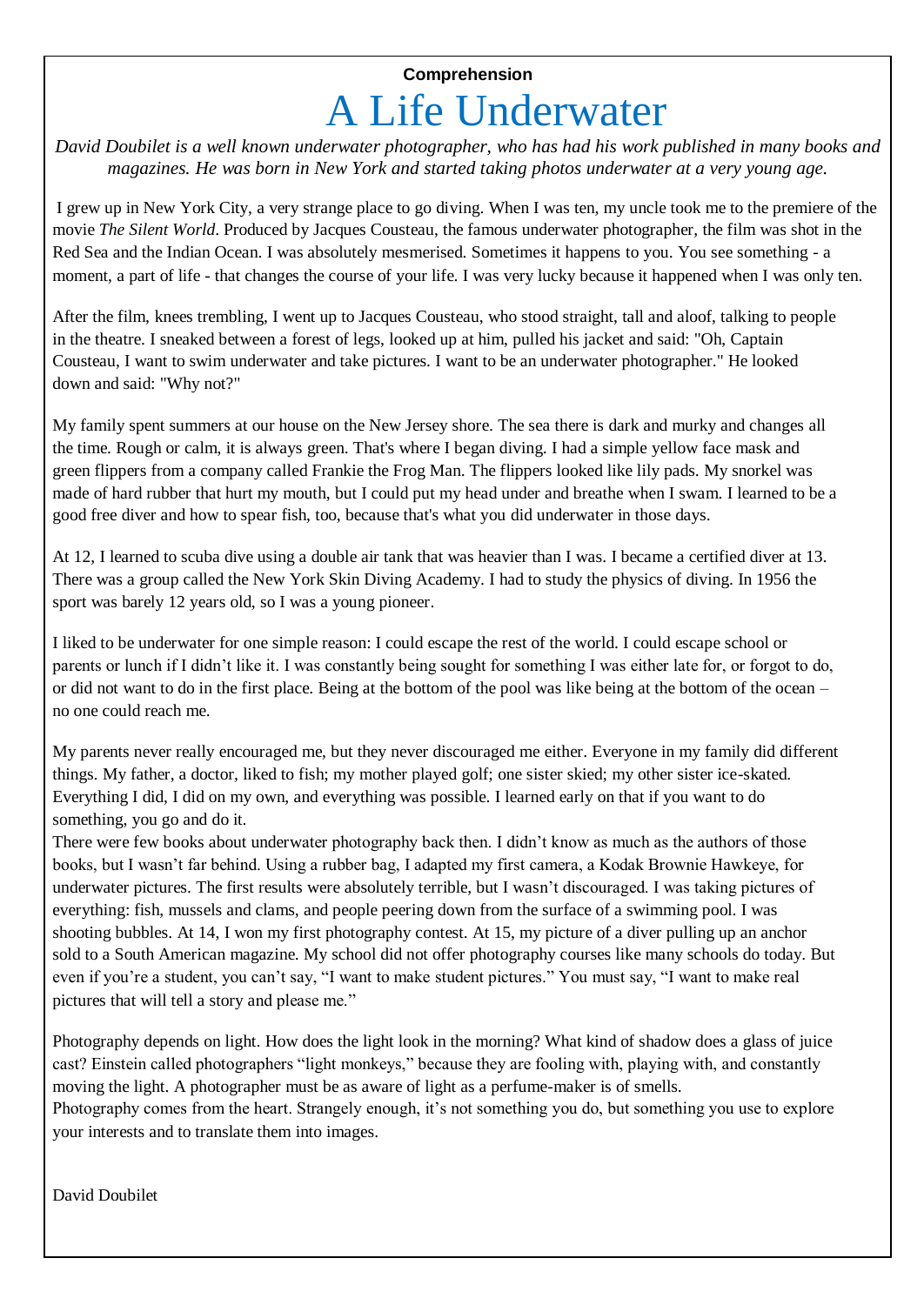**Comprehension**

# A Life Underwater

*David Doubilet is a well known underwater photographer, who has had his work published in many books and magazines. He was born in New York and started taking photos underwater at a very young age.*

I grew up in New York City, a very strange place to go diving. When I was ten, my uncle took me to the premiere of the movie *The Silent World*. Produced by Jacques Cousteau, the famous underwater photographer, the film was shot in the Red Sea and the Indian Ocean. I was absolutely mesmerised. Sometimes it happens to you. You see something - a moment, a part of life - that changes the course of your life. I was very lucky because it happened when I was only ten.

After the film, knees trembling, I went up to Jacques Cousteau, who stood straight, tall and aloof, talking to people in the theatre. I sneaked between a forest of legs, looked up at him, pulled his jacket and said: "Oh, Captain Cousteau, I want to swim underwater and take pictures. I want to be an underwater photographer." He looked down and said: "Why not?"

My family spent summers at our house on the New Jersey shore. The sea there is dark and murky and changes all the time. Rough or calm, it is always green. That's where I began diving. I had a simple yellow face mask and green flippers from a company called Frankie the Frog Man. The flippers looked like lily pads. My snorkel was made of hard rubber that hurt my mouth, but I could put my head under and breathe when I swam. I learned to be a good free diver and how to spear fish, too, because that's what you did underwater in those days.

At 12, I learned to scuba dive using a double air tank that was heavier than I was. I became a certified diver at 13. There was a group called the New York Skin Diving Academy. I had to study the physics of diving. In 1956 the sport was barely 12 years old, so I was a young pioneer.

I liked to be underwater for one simple reason: I could escape the rest of the world. I could escape school or parents or lunch if I didn't like it. I was constantly being sought for something I was either late for, or forgot to do, or did not want to do in the first place. Being at the bottom of the pool was like being at the bottom of the ocean – no one could reach me.

My parents never really encouraged me, but they never discouraged me either. Everyone in my family did different things. My father, a doctor, liked to fish; my mother played golf; one sister skied; my other sister ice-skated. Everything I did, I did on my own, and everything was possible. I learned early on that if you want to do something, you go and do it.

There were few books about underwater photography back then. I didn't know as much as the authors of those books, but I wasn't far behind. Using a rubber bag, I adapted my first camera, a Kodak Brownie Hawkeye, for underwater pictures. The first results were absolutely terrible, but I wasn't discouraged. I was taking pictures of everything: fish, mussels and clams, and people peering down from the surface of a swimming pool. I was shooting bubbles. At 14, I won my first photography contest. At 15, my picture of a diver pulling up an anchor sold to a South American magazine. My school did not offer photography courses like many schools do today. But even if you're a student, you can't say, "I want to make student pictures." You must say, "I want to make real pictures that will tell a story and please me."

Photography depends on light. How does the light look in the morning? What kind of shadow does a glass of juice cast? Einstein called photographers "light monkeys," because they are fooling with, playing with, and constantly moving the light. A photographer must be as aware of light as a perfume-maker is of smells.

Photography comes from the heart. Strangely enough, it's not something you do, but something you use to explore your interests and to translate them into images.

David Doubilet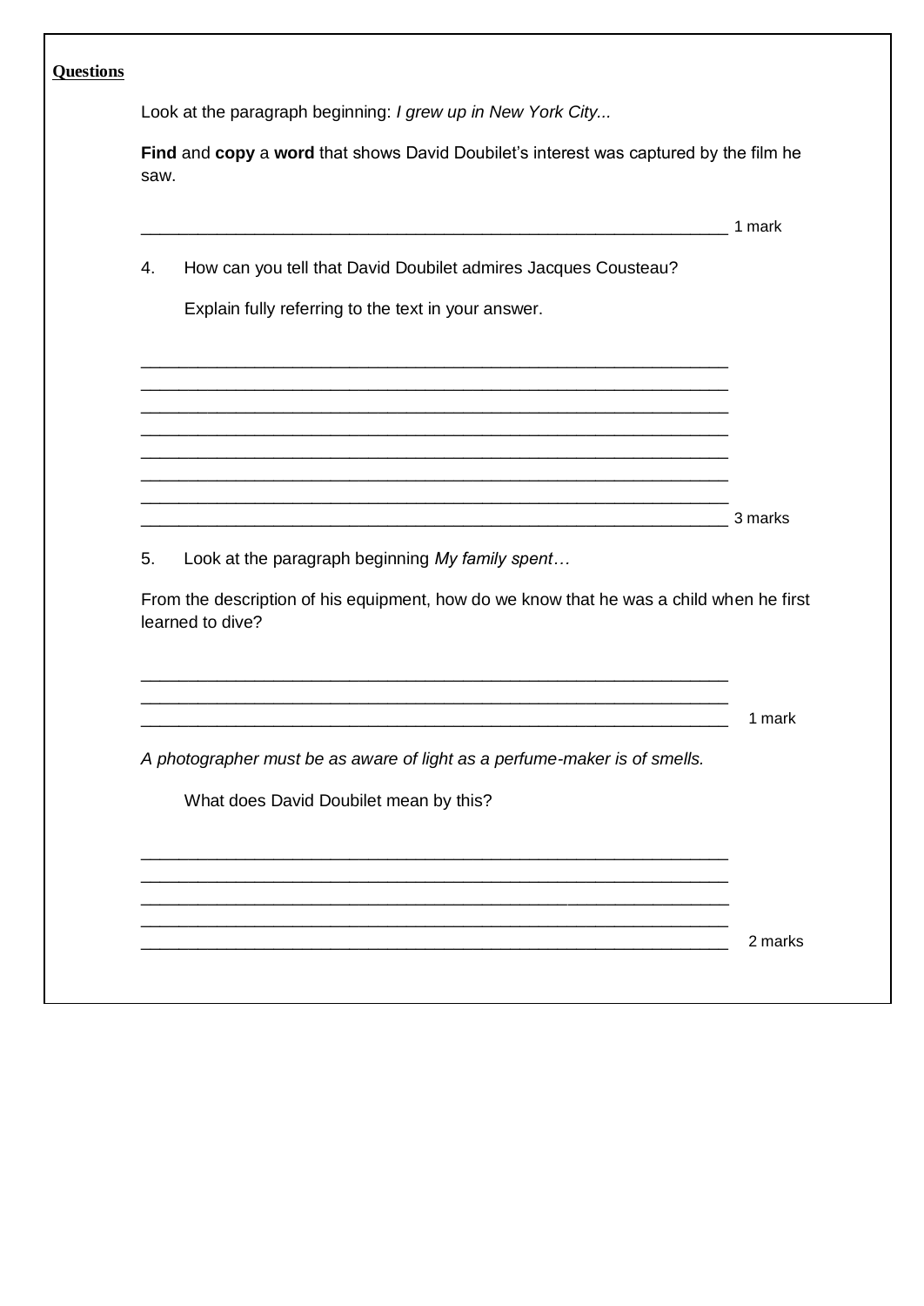**Questions**

Look at the paragraph beginning: *I grew up in New York City...*

**Find** and **copy** a **word** that shows David Doubilet's interest was captured by the film he saw.

_______________________________________________________________ 1 mark

4. How can you tell that David Doubilet admires Jacques Cousteau?

   Explain fully referring to the text in your answer.

_______________________________________________________________
_______________________________________________________________
_______________________________________________________________
_______________________________________________________________
_______________________________________________________________
_______________________________________________________________
_______________________________________________________________
_______________________________________________________________ 3 marks

5. Look at the paragraph beginning *My family spent…*

From the description of his equipment, how do we know that he was a child when he first learned to dive?

_______________________________________________________________
_______________________________________________________________
_______________________________________________________________ 1 mark

*A photographer must be as aware of light as a perfume-maker is of smells.*

   What does David Doubilet mean by this?

_______________________________________________________________
_______________________________________________________________
_______________________________________________________________
_______________________________________________________________
_______________________________________________________________ 2 marks